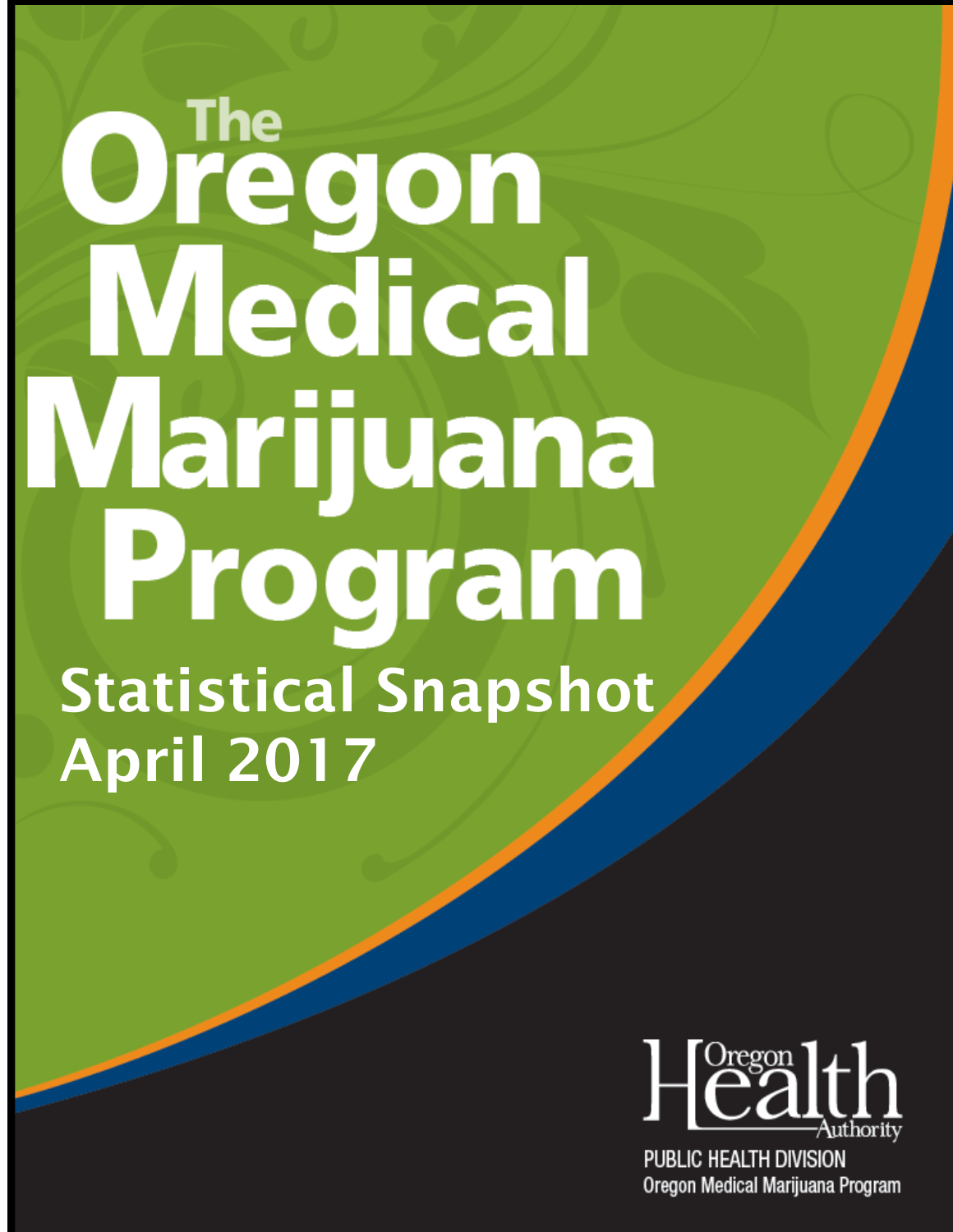# The Oregon Medical Marijuana Program

## Statistical Snapshot April 2017

Oregon Health Authority

PUBLIC HEALTH DIVISION

Oregon Medical Marijuana Program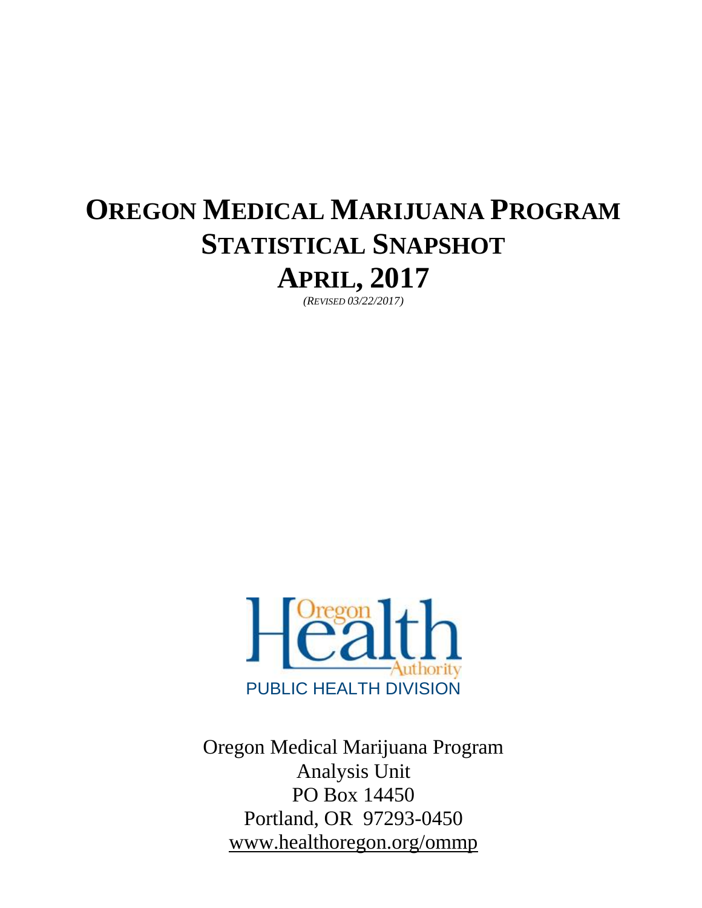# Oregon Medical Marijuana Program Statistical Snapshot April, 2017

*(Revised 03/22/2017)*

PUBLIC HEALTH DIVISION

Oregon Medical Marijuana Program
Analysis Unit
PO Box 14450
Portland, OR 97293-0450
www.healthoregon.org/ommp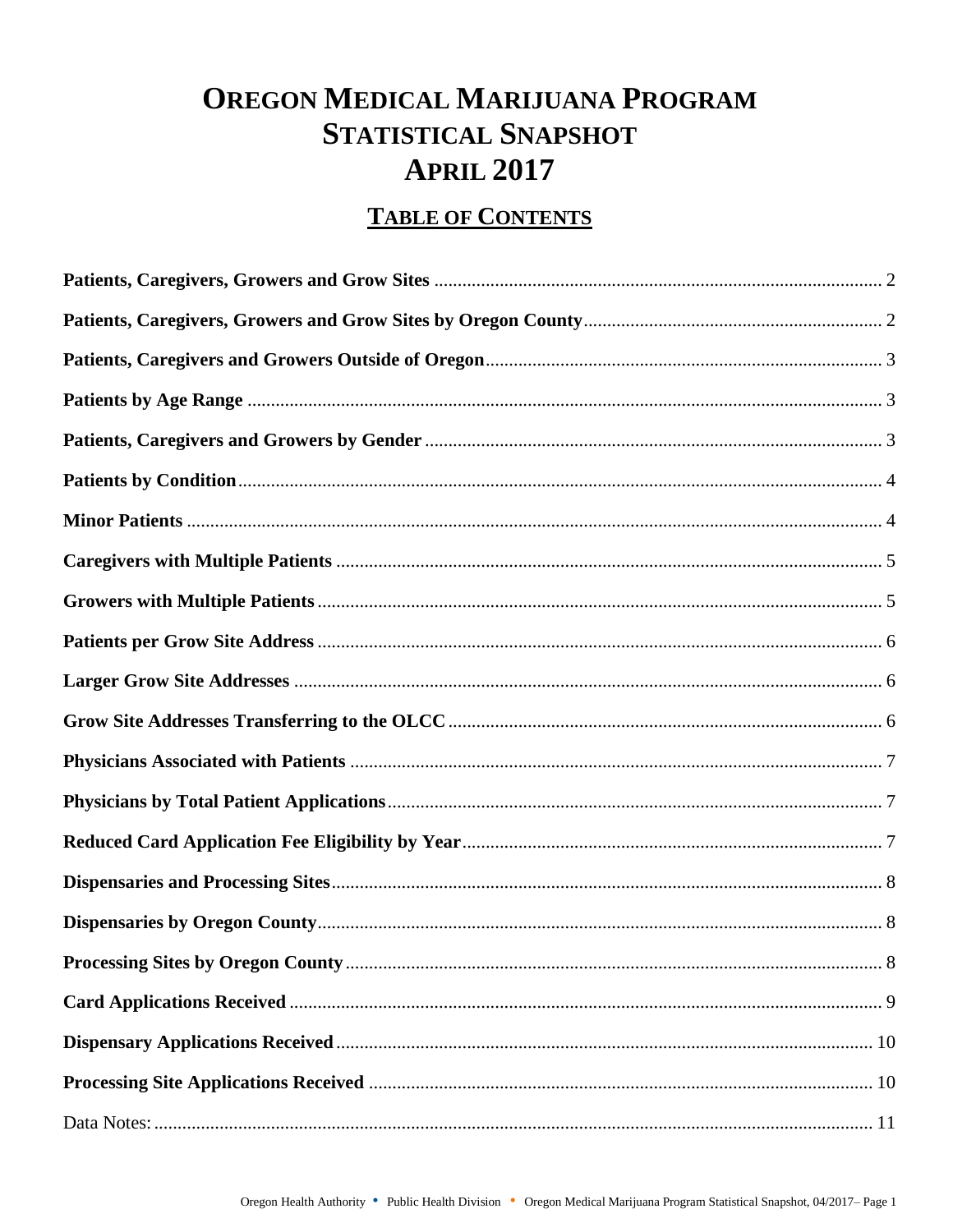# Oregon Medical Marijuana Program Statistical Snapshot April 2017

## Table of Contents

**Patients, Caregivers, Growers and Grow Sites** .......... 2

**Patients, Caregivers, Growers and Grow Sites by Oregon County** .......... 2

**Patients, Caregivers and Growers Outside of Oregon** .......... 3

**Patients by Age Range** .......... 3

**Patients, Caregivers and Growers by Gender** .......... 3

**Patients by Condition** .......... 4

**Minor Patients** .......... 4

**Caregivers with Multiple Patients** .......... 5

**Growers with Multiple Patients** .......... 5

**Patients per Grow Site Address** .......... 6

**Larger Grow Site Addresses** .......... 6

**Grow Site Addresses Transferring to the OLCC** .......... 6

**Physicians Associated with Patients** .......... 7

**Physicians by Total Patient Applications** .......... 7

**Reduced Card Application Fee Eligibility by Year** .......... 7

**Dispensaries and Processing Sites** .......... 8

**Dispensaries by Oregon County** .......... 8

**Processing Sites by Oregon County** .......... 8

**Card Applications Received** .......... 9

**Dispensary Applications Received** .......... 10

**Processing Site Applications Received** .......... 10

Data Notes: .......... 11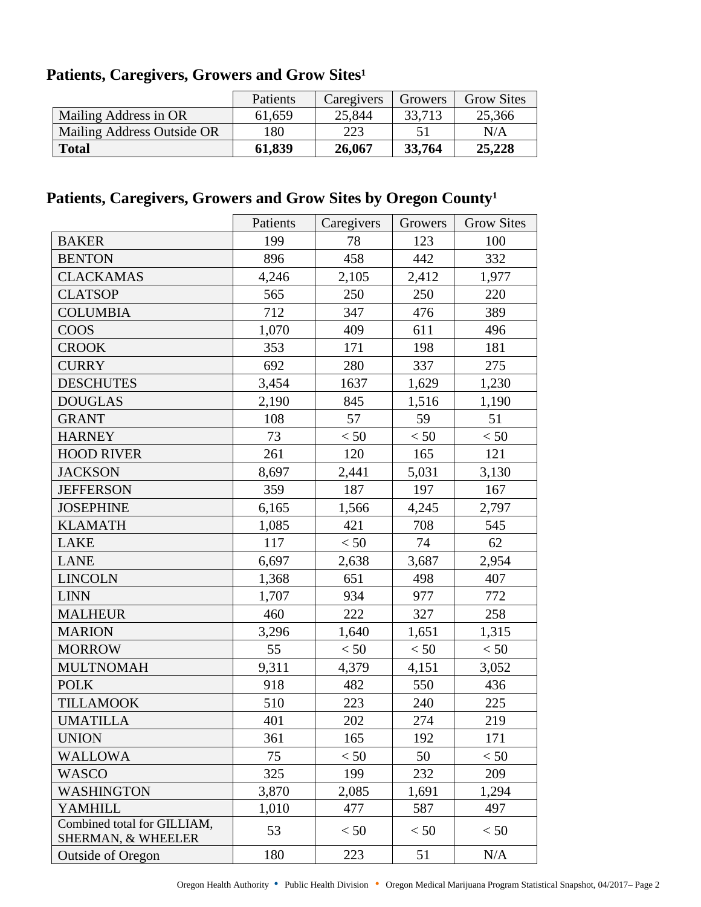## Patients, Caregivers, Growers and Grow Sites[1]

| | Patients | Caregivers | Growers | Grow Sites |
|---|---|---|---|---|
| Mailing Address in OR | 61,659 | 25,844 | 33,713 | 25,366 |
| Mailing Address Outside OR | 180 | 223 | 51 | N/A |
| **Total** | **61,839** | **26,067** | **33,764** | **25,228** |

## Patients, Caregivers, Growers and Grow Sites by Oregon County[1]

| | Patients | Caregivers | Growers | Grow Sites |
|---|---|---|---|---|
| BAKER | 199 | 78 | 123 | 100 |
| BENTON | 896 | 458 | 442 | 332 |
| CLACKAMAS | 4,246 | 2,105 | 2,412 | 1,977 |
| CLATSOP | 565 | 250 | 250 | 220 |
| COLUMBIA | 712 | 347 | 476 | 389 |
| COOS | 1,070 | 409 | 611 | 496 |
| CROOK | 353 | 171 | 198 | 181 |
| CURRY | 692 | 280 | 337 | 275 |
| DESCHUTES | 3,454 | 1637 | 1,629 | 1,230 |
| DOUGLAS | 2,190 | 845 | 1,516 | 1,190 |
| GRANT | 108 | 57 | 59 | 51 |
| HARNEY | 73 | < 50 | < 50 | < 50 |
| HOOD RIVER | 261 | 120 | 165 | 121 |
| JACKSON | 8,697 | 2,441 | 5,031 | 3,130 |
| JEFFERSON | 359 | 187 | 197 | 167 |
| JOSEPHINE | 6,165 | 1,566 | 4,245 | 2,797 |
| KLAMATH | 1,085 | 421 | 708 | 545 |
| LAKE | 117 | < 50 | 74 | 62 |
| LANE | 6,697 | 2,638 | 3,687 | 2,954 |
| LINCOLN | 1,368 | 651 | 498 | 407 |
| LINN | 1,707 | 934 | 977 | 772 |
| MALHEUR | 460 | 222 | 327 | 258 |
| MARION | 3,296 | 1,640 | 1,651 | 1,315 |
| MORROW | 55 | < 50 | < 50 | < 50 |
| MULTNOMAH | 9,311 | 4,379 | 4,151 | 3,052 |
| POLK | 918 | 482 | 550 | 436 |
| TILLAMOOK | 510 | 223 | 240 | 225 |
| UMATILLA | 401 | 202 | 274 | 219 |
| UNION | 361 | 165 | 192 | 171 |
| WALLOWA | 75 | < 50 | 50 | < 50 |
| WASCO | 325 | 199 | 232 | 209 |
| WASHINGTON | 3,870 | 2,085 | 1,691 | 1,294 |
| YAMHILL | 1,010 | 477 | 587 | 497 |
| Combined total for GILLIAM, SHERMAN, & WHEELER | 53 | < 50 | < 50 | < 50 |
| Outside of Oregon | 180 | 223 | 51 | N/A |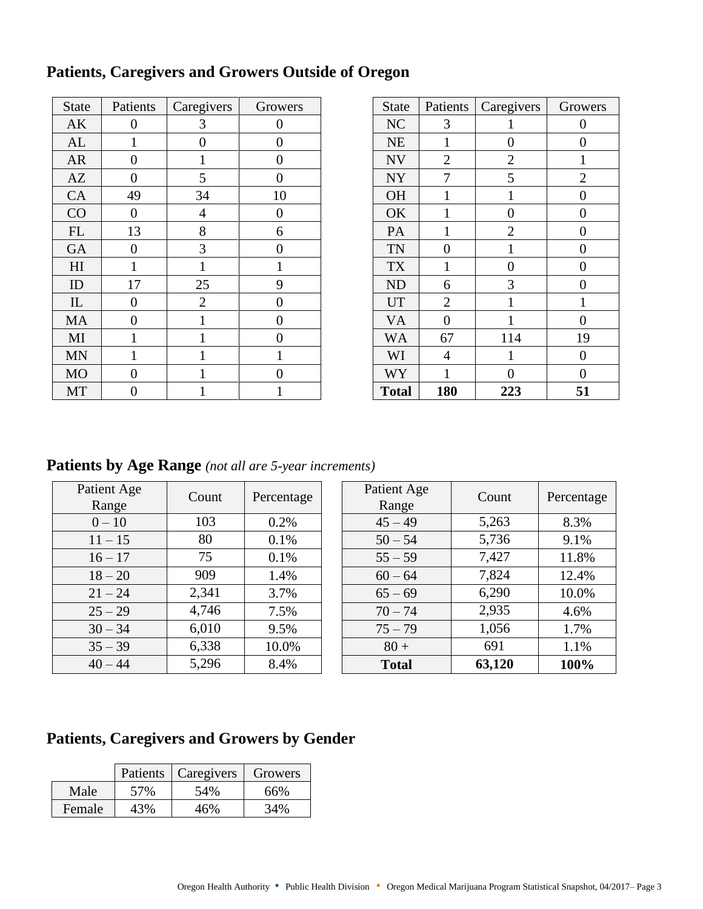## Patients, Caregivers and Growers Outside of Oregon

| State | Patients | Caregivers | Growers |
|---|---|---|---|
| AK | 0 | 3 | 0 |
| AL | 1 | 0 | 0 |
| AR | 0 | 1 | 0 |
| AZ | 0 | 5 | 0 |
| CA | 49 | 34 | 10 |
| CO | 0 | 4 | 0 |
| FL | 13 | 8 | 6 |
| GA | 0 | 3 | 0 |
| HI | 1 | 1 | 1 |
| ID | 17 | 25 | 9 |
| IL | 0 | 2 | 0 |
| MA | 0 | 1 | 0 |
| MI | 1 | 1 | 0 |
| MN | 1 | 1 | 1 |
| MO | 0 | 1 | 0 |
| MT | 0 | 1 | 1 |
| NC | 3 | 1 | 0 |
| NE | 1 | 0 | 0 |
| NV | 2 | 2 | 1 |
| NY | 7 | 5 | 2 |
| OH | 1 | 1 | 0 |
| OK | 1 | 0 | 0 |
| PA | 1 | 2 | 0 |
| TN | 0 | 1 | 0 |
| TX | 1 | 0 | 0 |
| ND | 6 | 3 | 0 |
| UT | 2 | 1 | 1 |
| VA | 0 | 1 | 0 |
| WA | 67 | 114 | 19 |
| WI | 4 | 1 | 0 |
| WY | 1 | 0 | 0 |
| **Total** | **180** | **223** | **51** |

## Patients by Age Range *(not all are 5-year increments)*

| Patient Age Range | Count | Percentage |
|---|---|---|
| 0 – 10 | 103 | 0.2% |
| 11 – 15 | 80 | 0.1% |
| 16 – 17 | 75 | 0.1% |
| 18 – 20 | 909 | 1.4% |
| 21 – 24 | 2,341 | 3.7% |
| 25 – 29 | 4,746 | 7.5% |
| 30 – 34 | 6,010 | 9.5% |
| 35 – 39 | 6,338 | 10.0% |
| 40 – 44 | 5,296 | 8.4% |
| 45 – 49 | 5,263 | 8.3% |
| 50 – 54 | 5,736 | 9.1% |
| 55 – 59 | 7,427 | 11.8% |
| 60 – 64 | 7,824 | 12.4% |
| 65 – 69 | 6,290 | 10.0% |
| 70 – 74 | 2,935 | 4.6% |
| 75 – 79 | 1,056 | 1.7% |
| 80 + | 691 | 1.1% |
| **Total** | **63,120** | **100%** |

## Patients, Caregivers and Growers by Gender

| | Patients | Caregivers | Growers |
|---|---|---|---|
| Male | 57% | 54% | 66% |
| Female | 43% | 46% | 34% |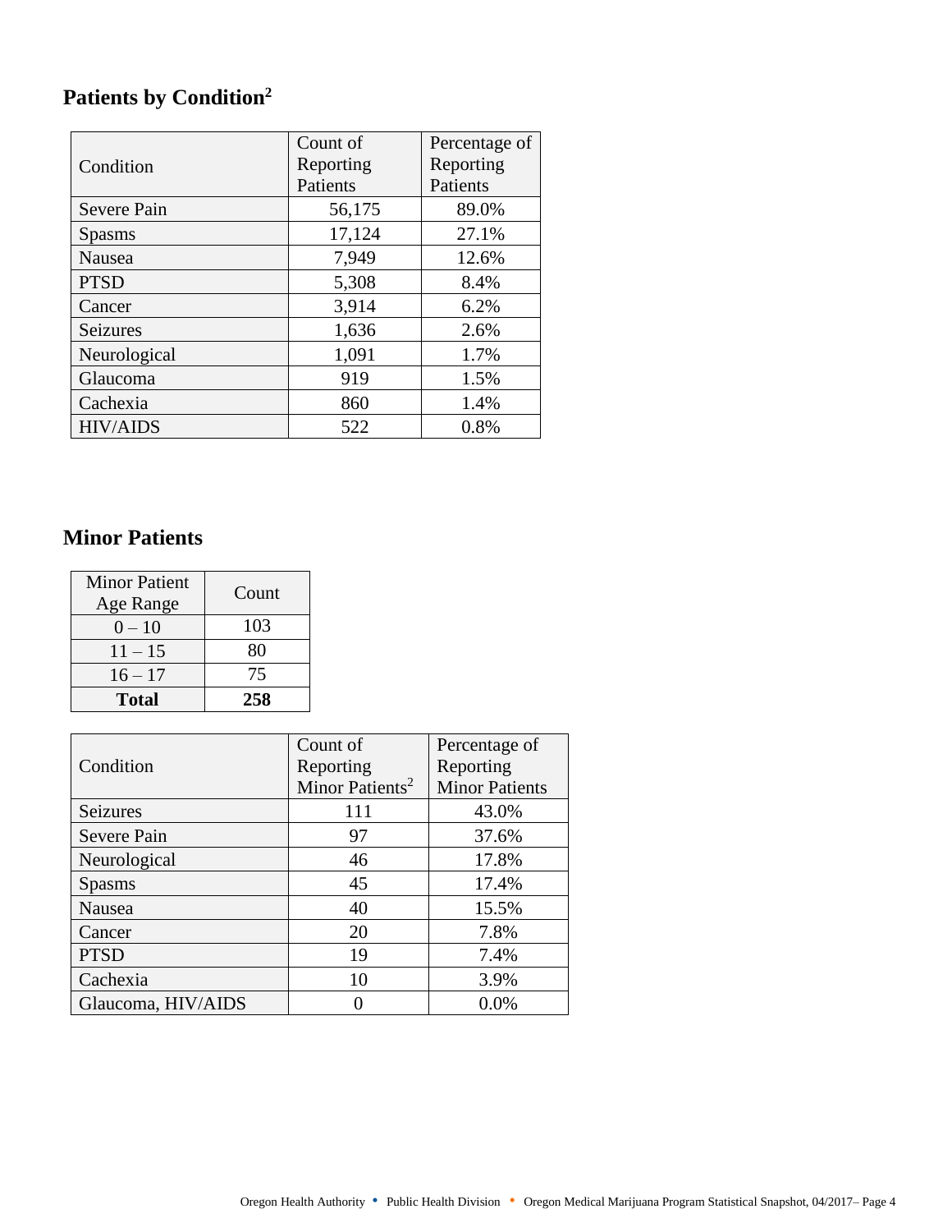## Patients by Condition[2]

| Condition | Count of Reporting Patients | Percentage of Reporting Patients |
|---|---|---|
| Severe Pain | 56,175 | 89.0% |
| Spasms | 17,124 | 27.1% |
| Nausea | 7,949 | 12.6% |
| PTSD | 5,308 | 8.4% |
| Cancer | 3,914 | 6.2% |
| Seizures | 1,636 | 2.6% |
| Neurological | 1,091 | 1.7% |
| Glaucoma | 919 | 1.5% |
| Cachexia | 860 | 1.4% |
| HIV/AIDS | 522 | 0.8% |

## Minor Patients

| Minor Patient Age Range | Count |
|---|---|
| 0 – 10 | 103 |
| 11 – 15 | 80 |
| 16 – 17 | 75 |
| **Total** | **258** |

| Condition | Count of Reporting Minor Patients[2] | Percentage of Reporting Minor Patients |
|---|---|---|
| Seizures | 111 | 43.0% |
| Severe Pain | 97 | 37.6% |
| Neurological | 46 | 17.8% |
| Spasms | 45 | 17.4% |
| Nausea | 40 | 15.5% |
| Cancer | 20 | 7.8% |
| PTSD | 19 | 7.4% |
| Cachexia | 10 | 3.9% |
| Glaucoma, HIV/AIDS | 0 | 0.0% |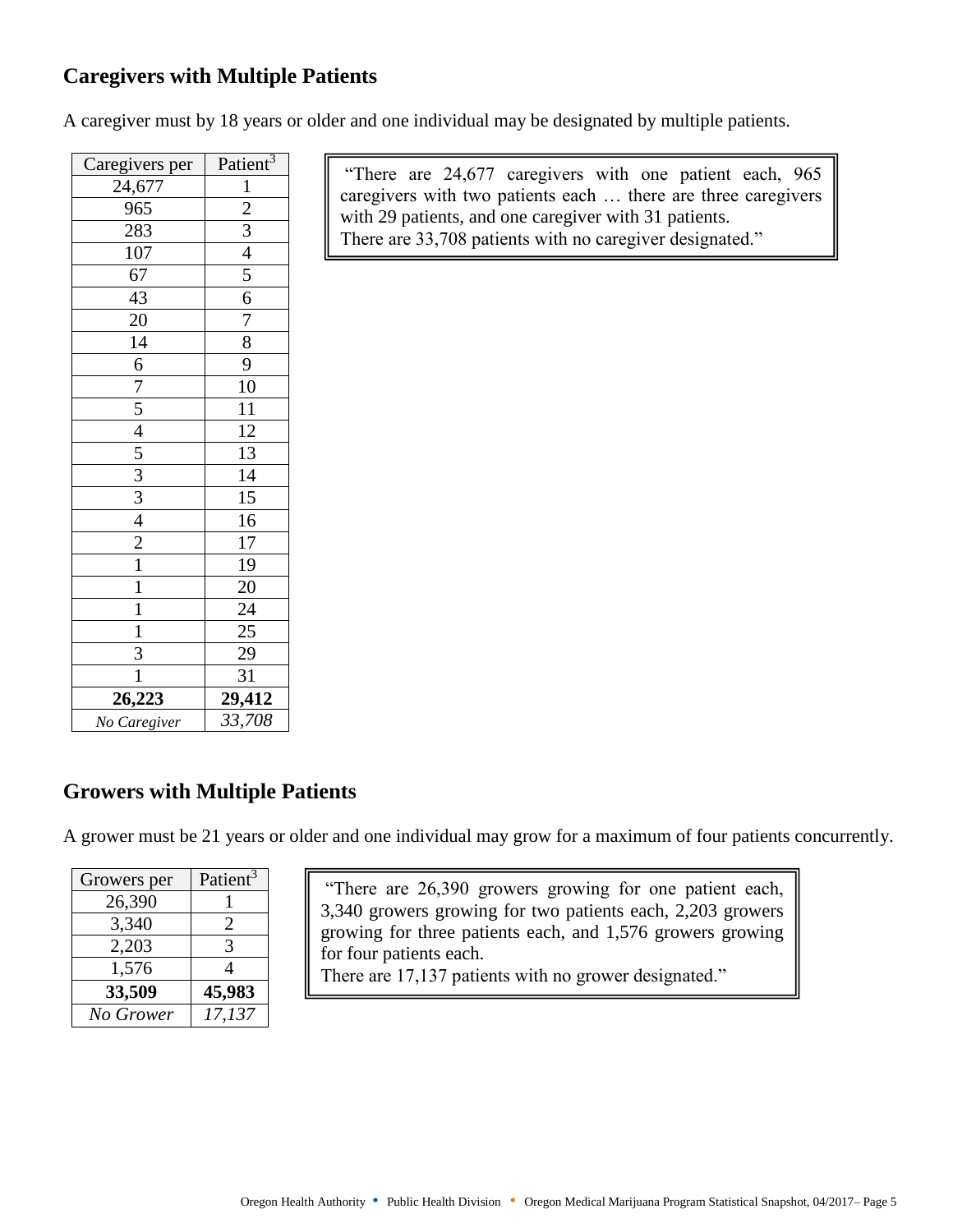## Caregivers with Multiple Patients

A caregiver must by 18 years or older and one individual may be designated by multiple patients.

| Caregivers per | Patient[3] |
|---|---|
| 24,677 | 1 |
| 965 | 2 |
| 283 | 3 |
| 107 | 4 |
| 67 | 5 |
| 43 | 6 |
| 20 | 7 |
| 14 | 8 |
| 6 | 9 |
| 7 | 10 |
| 5 | 11 |
| 4 | 12 |
| 5 | 13 |
| 3 | 14 |
| 3 | 15 |
| 4 | 16 |
| 2 | 17 |
| 1 | 19 |
| 1 | 20 |
| 1 | 24 |
| 1 | 25 |
| 3 | 29 |
| 1 | 31 |
| **26,223** | **29,412** |
| *No Caregiver* | *33,708* |

"There are 24,677 caregivers with one patient each, 965 caregivers with two patients each … there are three caregivers with 29 patients, and one caregiver with 31 patients.
There are 33,708 patients with no caregiver designated."

## Growers with Multiple Patients

A grower must be 21 years or older and one individual may grow for a maximum of four patients concurrently.

| Growers per | Patient[3] |
|---|---|
| 26,390 | 1 |
| 3,340 | 2 |
| 2,203 | 3 |
| 1,576 | 4 |
| **33,509** | **45,983** |
| *No Grower* | *17,137* |

"There are 26,390 growers growing for one patient each, 3,340 growers growing for two patients each, 2,203 growers growing for three patients each, and 1,576 growers growing for four patients each.
There are 17,137 patients with no grower designated."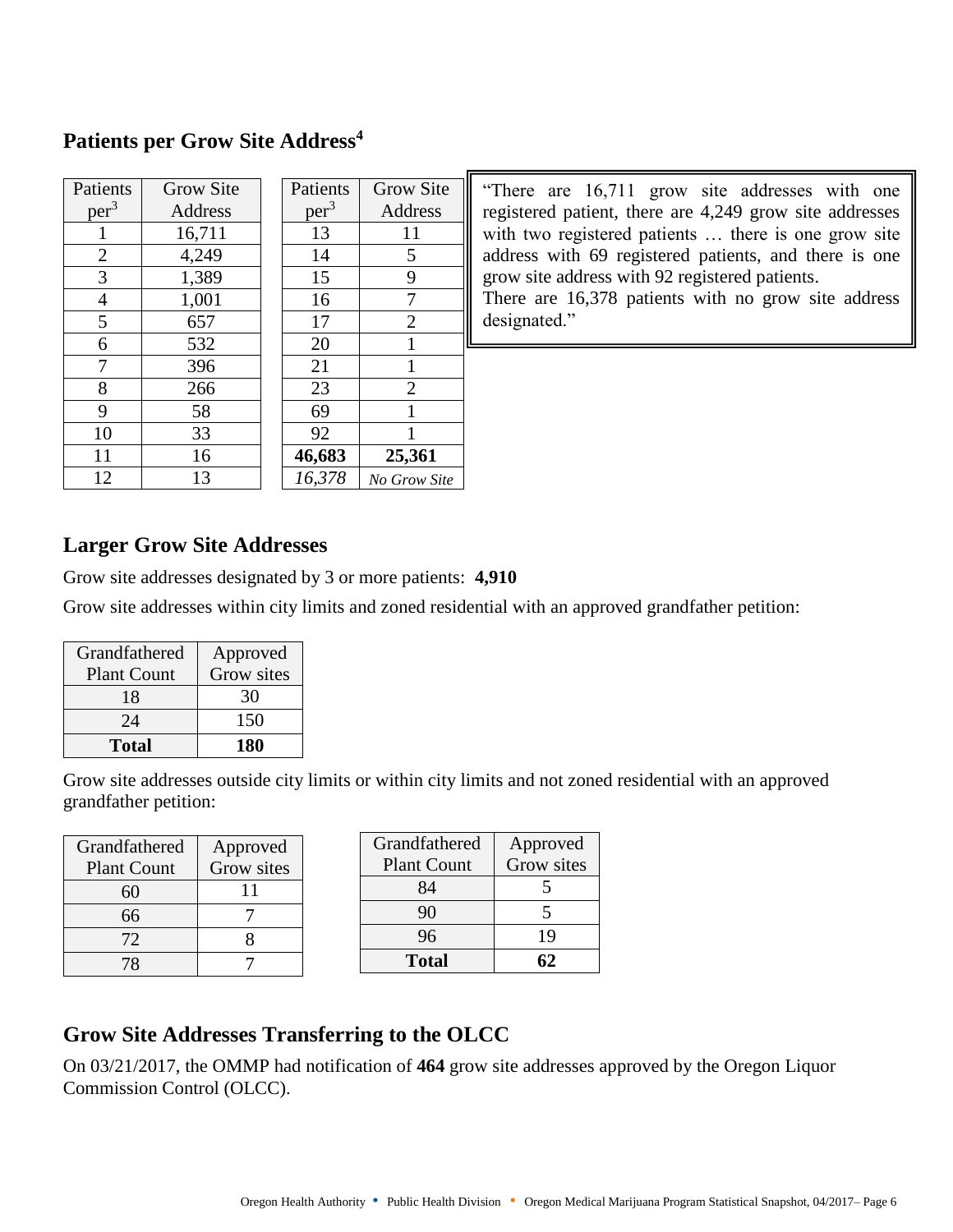## Patients per Grow Site Address[4]

| Patients per[3] | Grow Site Address |
|---|---|
| 1 | 16,711 |
| 2 | 4,249 |
| 3 | 1,389 |
| 4 | 1,001 |
| 5 | 657 |
| 6 | 532 |
| 7 | 396 |
| 8 | 266 |
| 9 | 58 |
| 10 | 33 |
| 11 | 16 |
| 12 | 13 |

| Patients per[3] | Grow Site Address |
|---|---|
| 13 | 11 |
| 14 | 5 |
| 15 | 9 |
| 16 | 7 |
| 17 | 2 |
| 20 | 1 |
| 21 | 1 |
| 23 | 2 |
| 69 | 1 |
| 92 | 1 |
| **46,683** | **25,361** |
| *16,378* | *No Grow Site* |

"There are 16,711 grow site addresses with one registered patient, there are 4,249 grow site addresses with two registered patients … there is one grow site address with 69 registered patients, and there is one grow site address with 92 registered patients.
There are 16,378 patients with no grow site address designated."

## Larger Grow Site Addresses

Grow site addresses designated by 3 or more patients: **4,910**

Grow site addresses within city limits and zoned residential with an approved grandfather petition:

| Grandfathered Plant Count | Approved Grow sites |
|---|---|
| 18 | 30 |
| 24 | 150 |
| **Total** | **180** |

Grow site addresses outside city limits or within city limits and not zoned residential with an approved grandfather petition:

| Grandfathered Plant Count | Approved Grow sites |
|---|---|
| 60 | 11 |
| 66 | 7 |
| 72 | 8 |
| 78 | 7 |
| 84 | 5 |
| 90 | 5 |
| 96 | 19 |
| **Total** | **62** |

## Grow Site Addresses Transferring to the OLCC

On 03/21/2017, the OMMP had notification of **464** grow site addresses approved by the Oregon Liquor Commission Control (OLCC).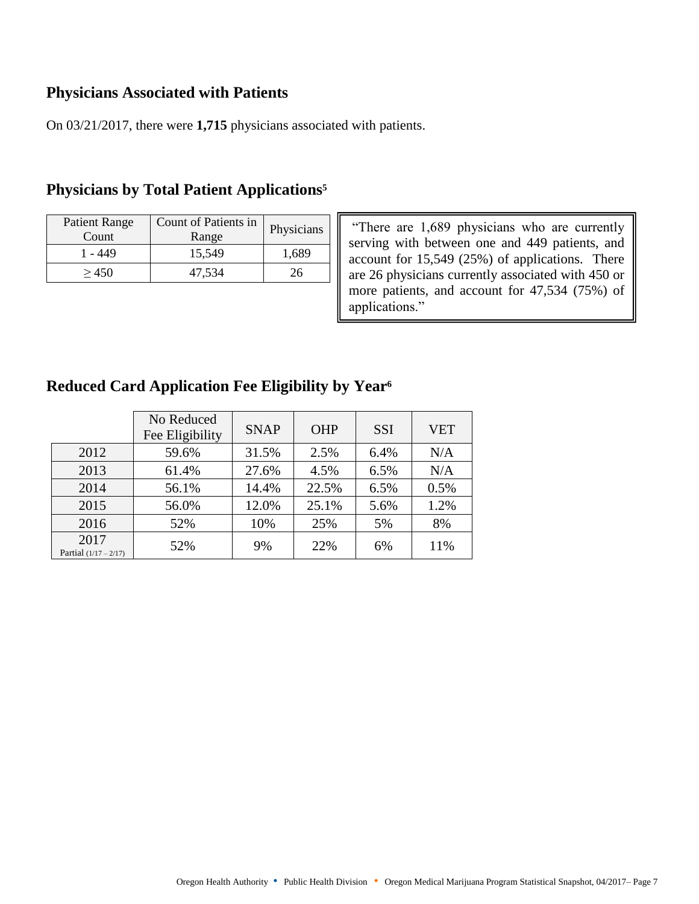## Physicians Associated with Patients

On 03/21/2017, there were **1,715** physicians associated with patients.

## Physicians by Total Patient Applications[5]

| Patient Range Count | Count of Patients in Range | Physicians |
|---|---|---|
| 1 - 449 | 15,549 | 1,689 |
| ≥ 450 | 47,534 | 26 |

"There are 1,689 physicians who are currently serving with between one and 449 patients, and account for 15,549 (25%) of applications. There are 26 physicians currently associated with 450 or more patients, and account for 47,534 (75%) of applications."

## Reduced Card Application Fee Eligibility by Year[6]

| | No Reduced Fee Eligibility | SNAP | OHP | SSI | VET |
|---|---|---|---|---|---|
| 2012 | 59.6% | 31.5% | 2.5% | 6.4% | N/A |
| 2013 | 61.4% | 27.6% | 4.5% | 6.5% | N/A |
| 2014 | 56.1% | 14.4% | 22.5% | 6.5% | 0.5% |
| 2015 | 56.0% | 12.0% | 25.1% | 5.6% | 1.2% |
| 2016 | 52% | 10% | 25% | 5% | 8% |
| 2017 Partial (1/17 – 2/17) | 52% | 9% | 22% | 6% | 11% |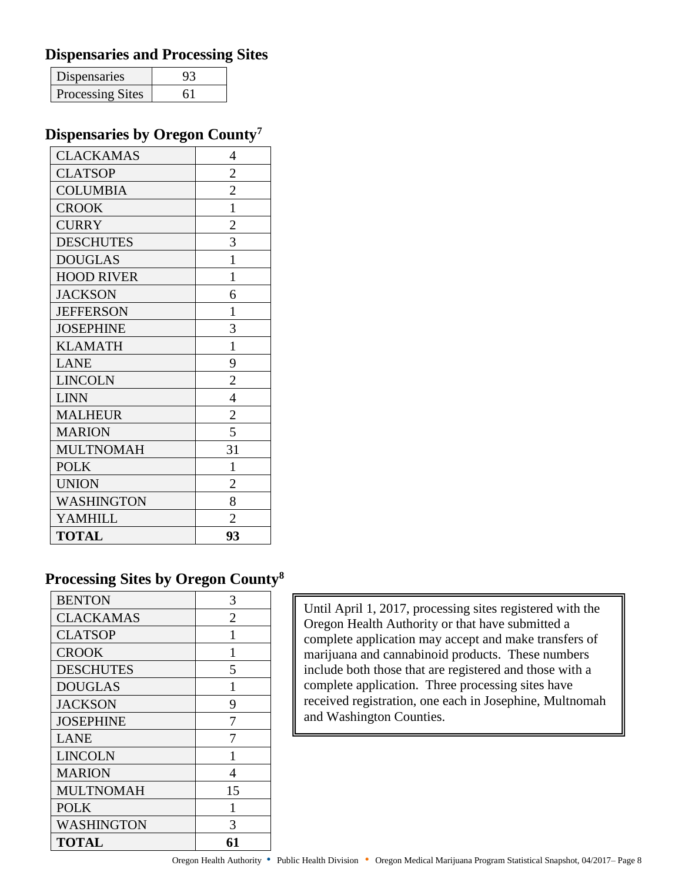## Dispensaries and Processing Sites

| Dispensaries | 93 |
|---|---|
| Processing Sites | 61 |

## Dispensaries by Oregon County[7]

| County | Count |
|---|---|
| CLACKAMAS | 4 |
| CLATSOP | 2 |
| COLUMBIA | 2 |
| CROOK | 1 |
| CURRY | 2 |
| DESCHUTES | 3 |
| DOUGLAS | 1 |
| HOOD RIVER | 1 |
| JACKSON | 6 |
| JEFFERSON | 1 |
| JOSEPHINE | 3 |
| KLAMATH | 1 |
| LANE | 9 |
| LINCOLN | 2 |
| LINN | 4 |
| MALHEUR | 2 |
| MARION | 5 |
| MULTNOMAH | 31 |
| POLK | 1 |
| UNION | 2 |
| WASHINGTON | 8 |
| YAMHILL | 2 |
| **TOTAL** | **93** |

## Processing Sites by Oregon County[8]

| County | Count |
|---|---|
| BENTON | 3 |
| CLACKAMAS | 2 |
| CLATSOP | 1 |
| CROOK | 1 |
| DESCHUTES | 5 |
| DOUGLAS | 1 |
| JACKSON | 9 |
| JOSEPHINE | 7 |
| LANE | 7 |
| LINCOLN | 1 |
| MARION | 4 |
| MULTNOMAH | 15 |
| POLK | 1 |
| WASHINGTON | 3 |
| **TOTAL** | **61** |

Until April 1, 2017, processing sites registered with the Oregon Health Authority or that have submitted a complete application may accept and make transfers of marijuana and cannabinoid products. These numbers include both those that are registered and those with a complete application. Three processing sites have received registration, one each in Josephine, Multnomah and Washington Counties.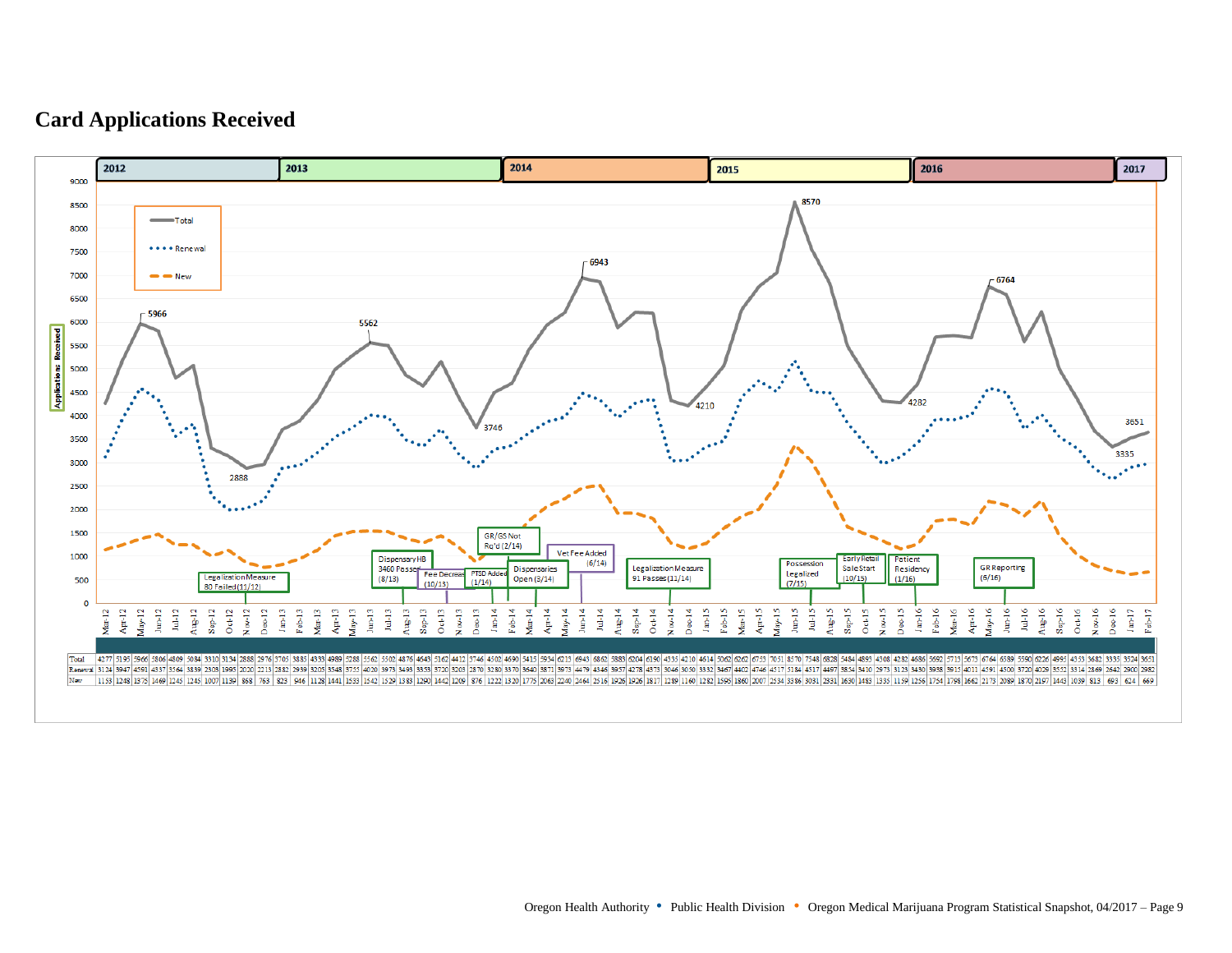## Card Applications Received

| Month | Total | Renewal | New |
|---|---|---|---|
| Mar-12 | 4277 | 3124 | 1153 |
| Apr-12 | 5195 | 3947 | 1248 |
| May-12 | 5966 | 4591 | 1375 |
| Jun-12 | 5806 | 4337 | 1469 |
| Jul-12 | 4809 | 3564 | 1245 |
| Aug-12 | 5084 | 3839 | 1245 |
| Sep-12 | 3310 | 2303 | 1007 |
| Oct-12 | 3134 | 1995 | 1139 |
| Nov-12 | 2888 | 2020 | 868 |
| Dec-12 | 2976 | 2213 | 763 |
| Jan-13 | 3705 | 2882 | 823 |
| Feb-13 | 3885 | 2939 | 946 |
| Mar-13 | 4333 | 3205 | 1128 |
| Apr-13 | 4989 | 3548 | 1441 |
| May-13 | 5288 | 3755 | 1533 |
| Jun-13 | 5562 | 4020 | 1542 |
| Jul-13 | 5502 | 3973 | 1529 |
| Aug-13 | 4876 | 3493 | 1383 |
| Sep-13 | 4643 | 3353 | 1290 |
| Oct-13 | 5162 | 3720 | 1442 |
| Nov-13 | 4412 | 3203 | 1209 |
| Dec-13 | 3746 | 2870 | 876 |
| Jan-14 | 4502 | 3280 | 1222 |
| Feb-14 | 4690 | 3370 | 1320 |
| Mar-14 | 5415 | 3640 | 1775 |
| Apr-14 | 5934 | 3871 | 2063 |
| May-14 | 6213 | 3973 | 2240 |
| Jun-14 | 6943 | 4479 | 2464 |
| Jul-14 | 6862 | 4346 | 2516 |
| Aug-14 | 5883 | 3957 | 1926 |
| Sep-14 | 6204 | 4278 | 1926 |
| Oct-14 | 6190 | 4373 | 1817 |
| Nov-14 | 4335 | 3046 | 1289 |
| Dec-14 | 4210 | 3050 | 1160 |
| Jan-15 | 4614 | 3332 | 1282 |
| Feb-15 | 5062 | 3467 | 1595 |
| Mar-15 | 6262 | 4402 | 1860 |
| Apr-15 | 6753 | 4746 | 2007 |
| May-15 | 7051 | 4517 | 2534 |
| Jun-15 | 8570 | 5184 | 3386 |
| Jul-15 | 7548 | 4517 | 3031 |
| Aug-15 | 6828 | 4497 | 2331 |
| Sep-15 | 5484 | 3854 | 1630 |
| Oct-15 | 4893 | 3410 | 1483 |
| Nov-15 | 4308 | 2973 | 1335 |
| Dec-15 | 4282 | 3123 | 1159 |
| Jan-16 | 4686 | 3430 | 1256 |
| Feb-16 | 5692 | 3938 | 1754 |
| Mar-16 | 5713 | 3915 | 1798 |
| Apr-16 | 5673 | 4011 | 1662 |
| May-16 | 6764 | 4591 | 2173 |
| Jun-16 | 6589 | 4500 | 2089 |
| Jul-16 | 5590 | 3720 | 1870 |
| Aug-16 | 6226 | 4029 | 2197 |
| Sep-16 | 4995 | 3552 | 1443 |
| Oct-16 | 4353 | 3314 | 1039 |
| Nov-16 | 3682 | 2869 | 813 |
| Dec-16 | 3335 | 2642 | 693 |
| Jan-17 | 3524 | 2900 | 624 |
| Feb-17 | 3651 | 2982 | 669 |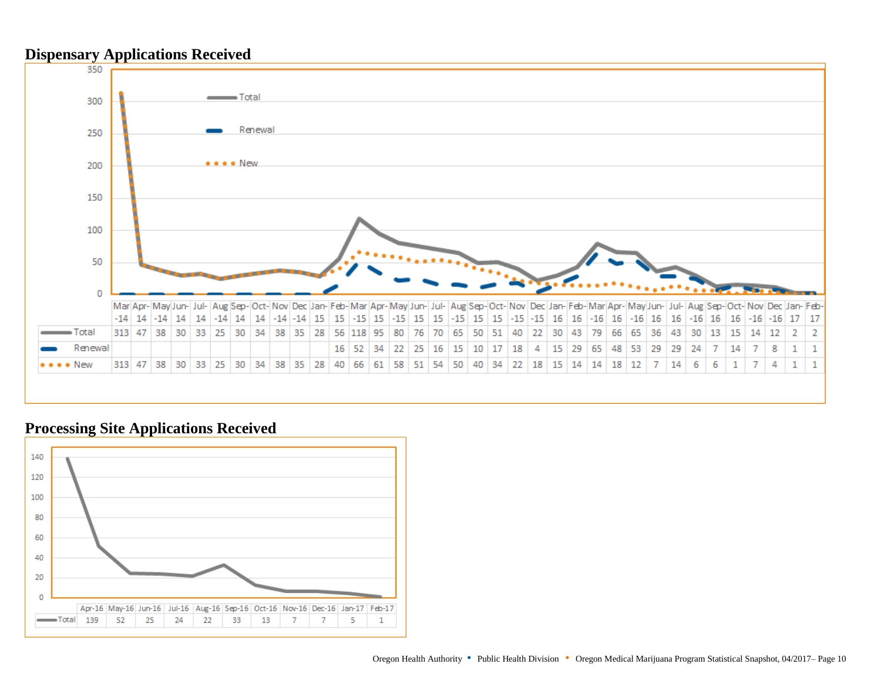## Dispensary Applications Received

| | Mar-14 | Apr-14 | May-14 | Jun-14 | Jul-14 | Aug-14 | Sep-14 | Oct-14 | Nov-14 | Dec-14 | Jan-15 | Feb-15 | Mar-15 | Apr-15 | May-15 | Jun-15 | Jul-15 | Aug-15 | Sep-15 | Oct-15 | Nov-15 | Dec-15 | Jan-16 | Feb-16 | Mar-16 | Apr-16 | May-16 | Jun-16 | Jul-16 | Aug-16 | Sep-16 | Oct-16 | Nov-16 | Dec-16 | Jan-17 | Feb-17 |
|---|---|---|---|---|---|---|---|---|---|---|---|---|---|---|---|---|---|---|---|---|---|---|---|---|---|---|---|---|---|---|---|---|---|---|---|---|
| Total | 313 | 47 | 38 | 30 | 33 | 25 | 30 | 34 | 38 | 35 | 28 | 56 | 118 | 95 | 80 | 76 | 70 | 65 | 50 | 51 | 40 | 22 | 30 | 43 | 79 | 66 | 65 | 36 | 43 | 30 | 13 | 15 | 14 | 12 | 2 | 2 |
| Renewal | | | | | | | | | | | | 16 | 52 | 34 | 22 | 25 | 16 | 15 | 10 | 17 | 18 | 4 | 15 | 29 | 65 | 48 | 53 | 29 | 29 | 24 | 7 | 14 | 7 | 8 | 1 | 1 |
| New | 313 | 47 | 38 | 30 | 33 | 25 | 30 | 34 | 38 | 35 | 28 | 40 | 66 | 61 | 58 | 51 | 54 | 50 | 40 | 34 | 22 | 18 | 15 | 14 | 14 | 18 | 12 | 7 | 14 | 6 | 6 | 1 | 7 | 4 | 1 | 1 |

## Processing Site Applications Received

| | Apr-16 | May-16 | Jun-16 | Jul-16 | Aug-16 | Sep-16 | Oct-16 | Nov-16 | Dec-16 | Jan-17 | Feb-17 |
|---|---|---|---|---|---|---|---|---|---|---|---|
| Total | 139 | 52 | 25 | 24 | 22 | 33 | 13 | 7 | 7 | 5 | 1 |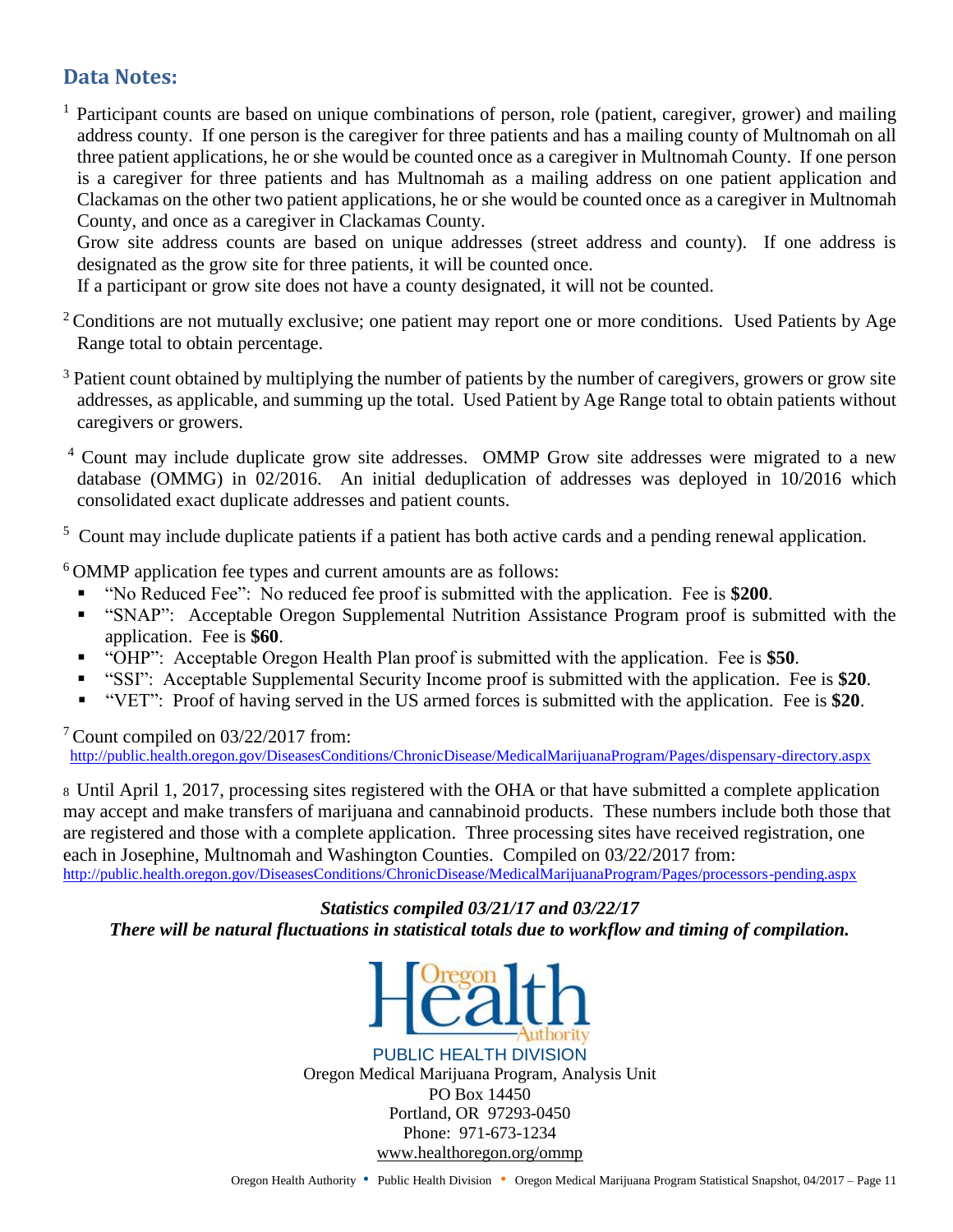## Data Notes:

[1] Participant counts are based on unique combinations of person, role (patient, caregiver, grower) and mailing address county. If one person is the caregiver for three patients and has a mailing county of Multnomah on all three patient applications, he or she would be counted once as a caregiver in Multnomah County. If one person is a caregiver for three patients and has Multnomah as a mailing address on one patient application and Clackamas on the other two patient applications, he or she would be counted once as a caregiver in Multnomah County, and once as a caregiver in Clackamas County.
Grow site address counts are based on unique addresses (street address and county). If one address is designated as the grow site for three patients, it will be counted once.
If a participant or grow site does not have a county designated, it will not be counted.

[2] Conditions are not mutually exclusive; one patient may report one or more conditions. Used Patients by Age Range total to obtain percentage.

[3] Patient count obtained by multiplying the number of patients by the number of caregivers, growers or grow site addresses, as applicable, and summing up the total. Used Patient by Age Range total to obtain patients without caregivers or growers.

[4] Count may include duplicate grow site addresses. OMMP Grow site addresses were migrated to a new database (OMMG) in 02/2016. An initial deduplication of addresses was deployed in 10/2016 which consolidated exact duplicate addresses and patient counts.

[5] Count may include duplicate patients if a patient has both active cards and a pending renewal application.

[6] OMMP application fee types and current amounts are as follows:

- "No Reduced Fee": No reduced fee proof is submitted with the application. Fee is **$200**.
- "SNAP": Acceptable Oregon Supplemental Nutrition Assistance Program proof is submitted with the application. Fee is **$60**.
- "OHP": Acceptable Oregon Health Plan proof is submitted with the application. Fee is **$50**.
- "SSI": Acceptable Supplemental Security Income proof is submitted with the application. Fee is **$20**.
- "VET": Proof of having served in the US armed forces is submitted with the application. Fee is **$20**.

[7] Count compiled on 03/22/2017 from:
http://public.health.oregon.gov/DiseasesConditions/ChronicDisease/MedicalMarijuanaProgram/Pages/dispensary-directory.aspx

[8] Until April 1, 2017, processing sites registered with the OHA or that have submitted a complete application may accept and make transfers of marijuana and cannabinoid products. These numbers include both those that are registered and those with a complete application. Three processing sites have received registration, one each in Josephine, Multnomah and Washington Counties. Compiled on 03/22/2017 from:
http://public.health.oregon.gov/DiseasesConditions/ChronicDisease/MedicalMarijuanaProgram/Pages/processors-pending.aspx

***Statistics compiled 03/21/17 and 03/22/17***
***There will be natural fluctuations in statistical totals due to workflow and timing of compilation.***

Oregon Health Authority
PUBLIC HEALTH DIVISION
Oregon Medical Marijuana Program, Analysis Unit
PO Box 14450
Portland, OR 97293-0450
Phone: 971-673-1234
www.healthoregon.org/ommp